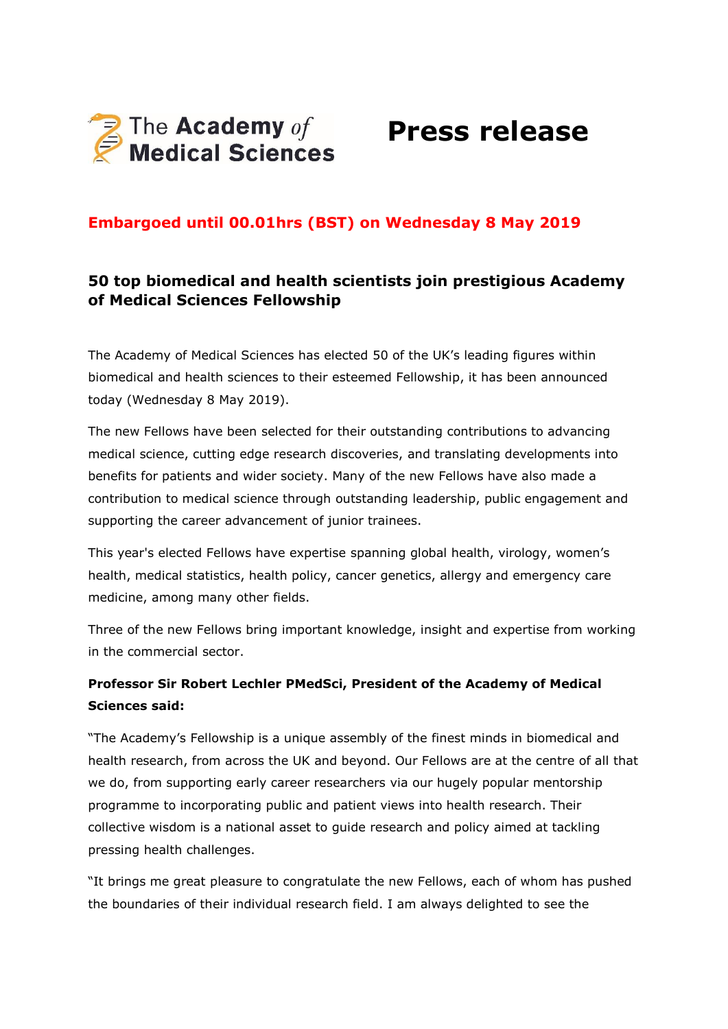The Academy *of* Medical Sciences

# Press release

**Embargoed until 00.01hrs (BST) on Wednesday 8 May 2019**

## 50 top biomedical and health scientists join prestigious Academy of Medical Sciences Fellowship

The Academy of Medical Sciences has elected 50 of the UK's leading figures within biomedical and health sciences to their esteemed Fellowship, it has been announced today (Wednesday 8 May 2019).

The new Fellows have been selected for their outstanding contributions to advancing medical science, cutting edge research discoveries, and translating developments into benefits for patients and wider society. Many of the new Fellows have also made a contribution to medical science through outstanding leadership, public engagement and supporting the career advancement of junior trainees.

This year's elected Fellows have expertise spanning global health, virology, women's health, medical statistics, health policy, cancer genetics, allergy and emergency care medicine, among many other fields.

Three of the new Fellows bring important knowledge, insight and expertise from working in the commercial sector.

**Professor Sir Robert Lechler PMedSci, President of the Academy of Medical Sciences said:**

"The Academy's Fellowship is a unique assembly of the finest minds in biomedical and health research, from across the UK and beyond. Our Fellows are at the centre of all that we do, from supporting early career researchers via our hugely popular mentorship programme to incorporating public and patient views into health research. Their collective wisdom is a national asset to guide research and policy aimed at tackling pressing health challenges.

"It brings me great pleasure to congratulate the new Fellows, each of whom has pushed the boundaries of their individual research field. I am always delighted to see the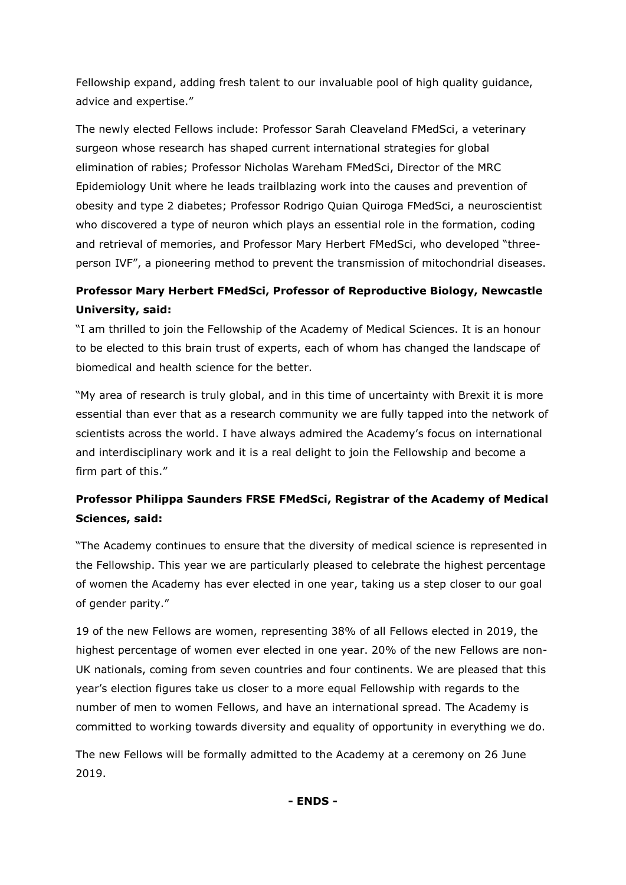Fellowship expand, adding fresh talent to our invaluable pool of high quality guidance, advice and expertise."

The newly elected Fellows include: Professor Sarah Cleaveland FMedSci, a veterinary surgeon whose research has shaped current international strategies for global elimination of rabies; Professor Nicholas Wareham FMedSci, Director of the MRC Epidemiology Unit where he leads trailblazing work into the causes and prevention of obesity and type 2 diabetes; Professor Rodrigo Quian Quiroga FMedSci, a neuroscientist who discovered a type of neuron which plays an essential role in the formation, coding and retrieval of memories, and Professor Mary Herbert FMedSci, who developed "three-person IVF", a pioneering method to prevent the transmission of mitochondrial diseases.

**Professor Mary Herbert FMedSci, Professor of Reproductive Biology, Newcastle University, said:**

"I am thrilled to join the Fellowship of the Academy of Medical Sciences. It is an honour to be elected to this brain trust of experts, each of whom has changed the landscape of biomedical and health science for the better.

"My area of research is truly global, and in this time of uncertainty with Brexit it is more essential than ever that as a research community we are fully tapped into the network of scientists across the world. I have always admired the Academy's focus on international and interdisciplinary work and it is a real delight to join the Fellowship and become a firm part of this."

**Professor Philippa Saunders FRSE FMedSci, Registrar of the Academy of Medical Sciences, said:**

"The Academy continues to ensure that the diversity of medical science is represented in the Fellowship. This year we are particularly pleased to celebrate the highest percentage of women the Academy has ever elected in one year, taking us a step closer to our goal of gender parity."

19 of the new Fellows are women, representing 38% of all Fellows elected in 2019, the highest percentage of women ever elected in one year. 20% of the new Fellows are non-UK nationals, coming from seven countries and four continents. We are pleased that this year's election figures take us closer to a more equal Fellowship with regards to the number of men to women Fellows, and have an international spread. The Academy is committed to working towards diversity and equality of opportunity in everything we do.

The new Fellows will be formally admitted to the Academy at a ceremony on 26 June 2019.

**- ENDS -**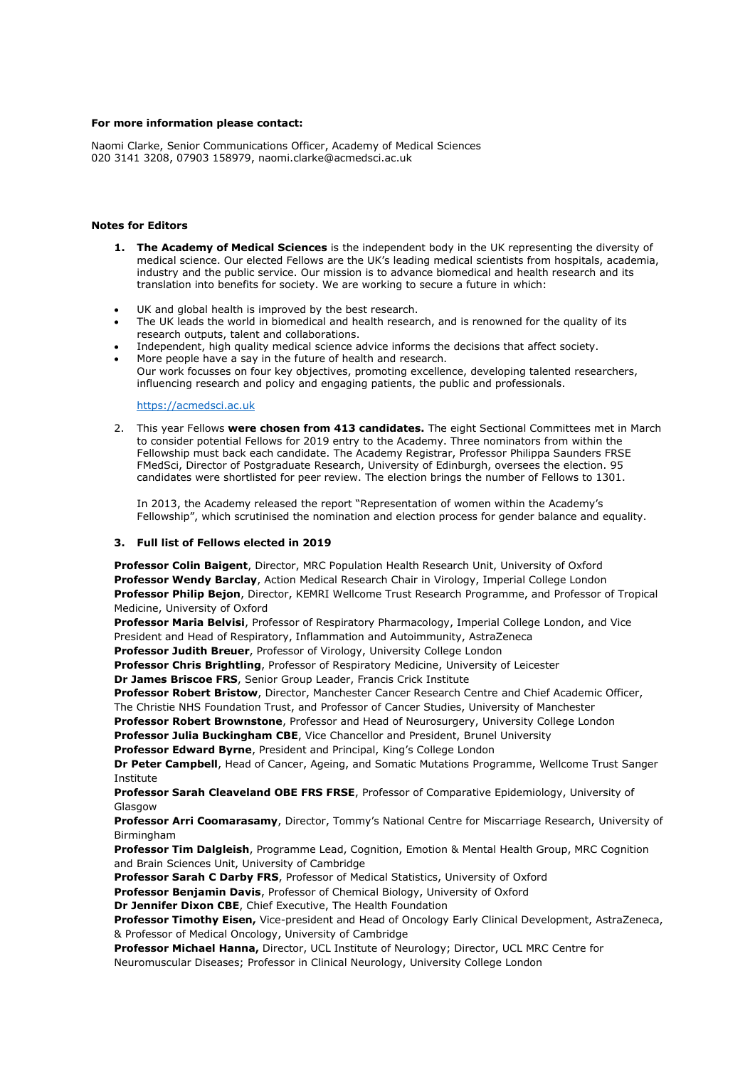**For more information please contact:**

Naomi Clarke, Senior Communications Officer, Academy of Medical Sciences
020 3141 3208, 07903 158979, naomi.clarke@acmedsci.ac.uk

**Notes for Editors**

1. **The Academy of Medical Sciences** is the independent body in the UK representing the diversity of medical science. Our elected Fellows are the UK's leading medical scientists from hospitals, academia, industry and the public service. Our mission is to advance biomedical and health research and its translation into benefits for society. We are working to secure a future in which:

- UK and global health is improved by the best research.
- The UK leads the world in biomedical and health research, and is renowned for the quality of its research outputs, talent and collaborations.
- Independent, high quality medical science advice informs the decisions that affect society.
- More people have a say in the future of health and research.
  Our work focusses on four key objectives, promoting excellence, developing talented researchers, influencing research and policy and engaging patients, the public and professionals.

   https://acmedsci.ac.uk

2. This year Fellows **were chosen from 413 candidates.** The eight Sectional Committees met in March to consider potential Fellows for 2019 entry to the Academy. Three nominators from within the Fellowship must back each candidate. The Academy Registrar, Professor Philippa Saunders FRSE FMedSci, Director of Postgraduate Research, University of Edinburgh, oversees the election. 95 candidates were shortlisted for peer review. The election brings the number of Fellows to 1301.

   In 2013, the Academy released the report "Representation of women within the Academy's Fellowship", which scrutinised the nomination and election process for gender balance and equality.

3. **Full list of Fellows elected in 2019**

**Professor Colin Baigent**, Director, MRC Population Health Research Unit, University of Oxford
**Professor Wendy Barclay**, Action Medical Research Chair in Virology, Imperial College London
**Professor Philip Bejon**, Director, KEMRI Wellcome Trust Research Programme, and Professor of Tropical Medicine, University of Oxford
**Professor Maria Belvisi**, Professor of Respiratory Pharmacology, Imperial College London, and Vice President and Head of Respiratory, Inflammation and Autoimmunity, AstraZeneca
**Professor Judith Breuer**, Professor of Virology, University College London
**Professor Chris Brightling**, Professor of Respiratory Medicine, University of Leicester
**Dr James Briscoe FRS**, Senior Group Leader, Francis Crick Institute
**Professor Robert Bristow**, Director, Manchester Cancer Research Centre and Chief Academic Officer, The Christie NHS Foundation Trust, and Professor of Cancer Studies, University of Manchester
**Professor Robert Brownstone**, Professor and Head of Neurosurgery, University College London
**Professor Julia Buckingham CBE**, Vice Chancellor and President, Brunel University
**Professor Edward Byrne**, President and Principal, King's College London
**Dr Peter Campbell**, Head of Cancer, Ageing, and Somatic Mutations Programme, Wellcome Trust Sanger Institute
**Professor Sarah Cleaveland OBE FRS FRSE**, Professor of Comparative Epidemiology, University of Glasgow
**Professor Arri Coomarasamy**, Director, Tommy's National Centre for Miscarriage Research, University of Birmingham
**Professor Tim Dalgleish**, Programme Lead, Cognition, Emotion & Mental Health Group, MRC Cognition and Brain Sciences Unit, University of Cambridge
**Professor Sarah C Darby FRS**, Professor of Medical Statistics, University of Oxford
**Professor Benjamin Davis**, Professor of Chemical Biology, University of Oxford
**Dr Jennifer Dixon CBE**, Chief Executive, The Health Foundation
**Professor Timothy Eisen,** Vice-president and Head of Oncology Early Clinical Development, AstraZeneca, & Professor of Medical Oncology, University of Cambridge
**Professor Michael Hanna,** Director, UCL Institute of Neurology; Director, UCL MRC Centre for Neuromuscular Diseases; Professor in Clinical Neurology, University College London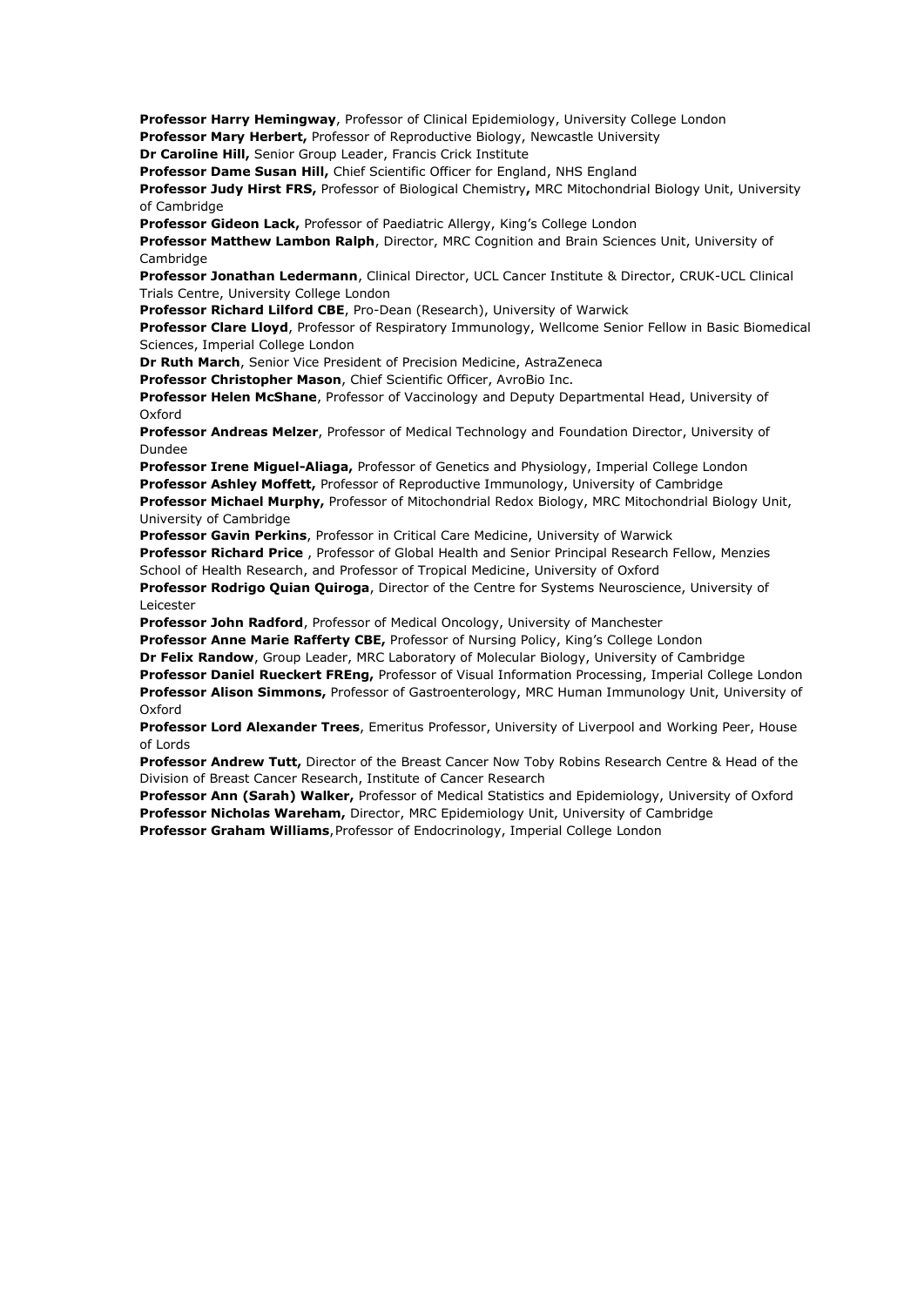**Professor Harry Hemingway**, Professor of Clinical Epidemiology, University College London
**Professor Mary Herbert,** Professor of Reproductive Biology, Newcastle University
**Dr Caroline Hill,** Senior Group Leader, Francis Crick Institute
**Professor Dame Susan Hill,** Chief Scientific Officer for England, NHS England
**Professor Judy Hirst FRS,** Professor of Biological Chemistry**,** MRC Mitochondrial Biology Unit, University of Cambridge
**Professor Gideon Lack,** Professor of Paediatric Allergy, King's College London
**Professor Matthew Lambon Ralph**, Director, MRC Cognition and Brain Sciences Unit, University of Cambridge
**Professor Jonathan Ledermann**, Clinical Director, UCL Cancer Institute & Director, CRUK-UCL Clinical Trials Centre, University College London
**Professor Richard Lilford CBE**, Pro-Dean (Research), University of Warwick
**Professor Clare Lloyd**, Professor of Respiratory Immunology, Wellcome Senior Fellow in Basic Biomedical Sciences, Imperial College London
**Dr Ruth March**, Senior Vice President of Precision Medicine, AstraZeneca
**Professor Christopher Mason**, Chief Scientific Officer, AvroBio Inc.
**Professor Helen McShane**, Professor of Vaccinology and Deputy Departmental Head, University of Oxford
**Professor Andreas Melzer**, Professor of Medical Technology and Foundation Director, University of Dundee
**Professor Irene Miguel-Aliaga,** Professor of Genetics and Physiology, Imperial College London
**Professor Ashley Moffett,** Professor of Reproductive Immunology, University of Cambridge
**Professor Michael Murphy,** Professor of Mitochondrial Redox Biology, MRC Mitochondrial Biology Unit, University of Cambridge
**Professor Gavin Perkins**, Professor in Critical Care Medicine, University of Warwick
**Professor Richard Price** , Professor of Global Health and Senior Principal Research Fellow, Menzies School of Health Research, and Professor of Tropical Medicine, University of Oxford
**Professor Rodrigo Quian Quiroga**, Director of the Centre for Systems Neuroscience, University of Leicester
**Professor John Radford**, Professor of Medical Oncology, University of Manchester
**Professor Anne Marie Rafferty CBE,** Professor of Nursing Policy, King's College London
**Dr Felix Randow**, Group Leader, MRC Laboratory of Molecular Biology, University of Cambridge
**Professor Daniel Rueckert FREng,** Professor of Visual Information Processing, Imperial College London
**Professor Alison Simmons,** Professor of Gastroenterology, MRC Human Immunology Unit, University of Oxford
**Professor Lord Alexander Trees**, Emeritus Professor, University of Liverpool and Working Peer, House of Lords
**Professor Andrew Tutt,** Director of the Breast Cancer Now Toby Robins Research Centre & Head of the Division of Breast Cancer Research, Institute of Cancer Research
**Professor Ann (Sarah) Walker,** Professor of Medical Statistics and Epidemiology, University of Oxford
**Professor Nicholas Wareham,** Director, MRC Epidemiology Unit, University of Cambridge
**Professor Graham Williams**, Professor of Endocrinology, Imperial College London